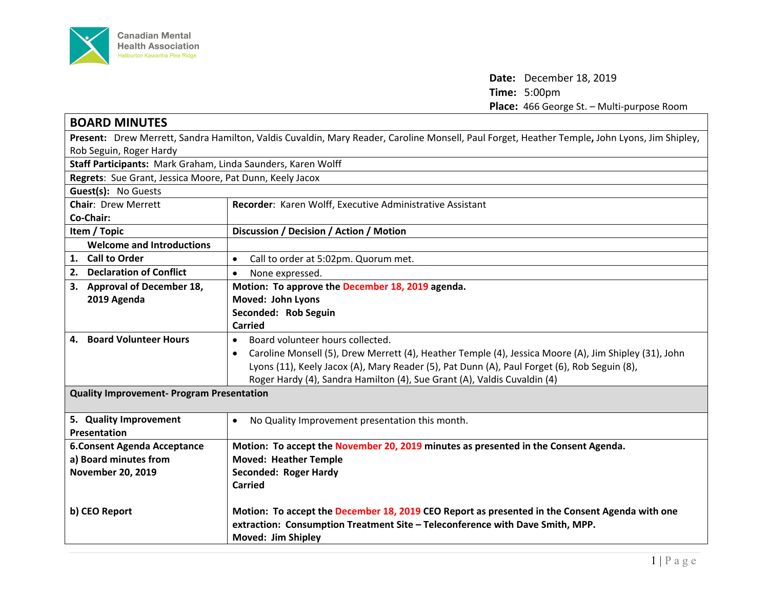Canadian Mental Health Association
Haliburton Kawartha Pine Ridge

**Date:** December 18, 2019
**Time:** 5:00pm
**Place:** 466 George St. – Multi-purpose Room

## BOARD MINUTES

**Present:** Drew Merrett, Sandra Hamilton, Valdis Cuvaldin, Mary Reader, Caroline Monsell, Paul Forget, Heather Temple, John Lyons, Jim Shipley, Rob Seguin, Roger Hardy

**Staff Participants:** Mark Graham, Linda Saunders, Karen Wolff

**Regrets:** Sue Grant, Jessica Moore, Pat Dunn, Keely Jacox

**Guest(s):** No Guests

| **Chair:** Drew Merrett<br>**Co-Chair:** | **Recorder:** Karen Wolff, Executive Administrative Assistant |
|---|---|
| **Item / Topic** | **Discussion / Decision / Action / Motion** |
| **Welcome and Introductions** | |
| **1. Call to Order** | • Call to order at 5:02pm. Quorum met. |
| **2. Declaration of Conflict** | • None expressed. |
| **3. Approval of December 18, 2019 Agenda** | **Motion: To approve the December 18, 2019 agenda.**<br>**Moved: John Lyons**<br>**Seconded: Rob Seguin**<br>**Carried** |
| **4. Board Volunteer Hours** | • Board volunteer hours collected.<br>• Caroline Monsell (5), Drew Merrett (4), Heather Temple (4), Jessica Moore (A), Jim Shipley (31), John Lyons (11), Keely Jacox (A), Mary Reader (5), Pat Dunn (A), Paul Forget (6), Rob Seguin (8), Roger Hardy (4), Sandra Hamilton (4), Sue Grant (A), Valdis Cuvaldin (4) |
| **Quality Improvement- Program Presentation** | |
| **5. Quality Improvement Presentation** | • No Quality Improvement presentation this month. |
| **6.Consent Agenda Acceptance**<br>**a) Board minutes from November 20, 2019** | **Motion: To accept the November 20, 2019 minutes as presented in the Consent Agenda.**<br>**Moved: Heather Temple**<br>**Seconded: Roger Hardy**<br>**Carried** |
| **b) CEO Report** | **Motion: To accept the December 18, 2019 CEO Report as presented in the Consent Agenda with one extraction: Consumption Treatment Site – Teleconference with Dave Smith, MPP.**<br>**Moved: Jim Shipley** |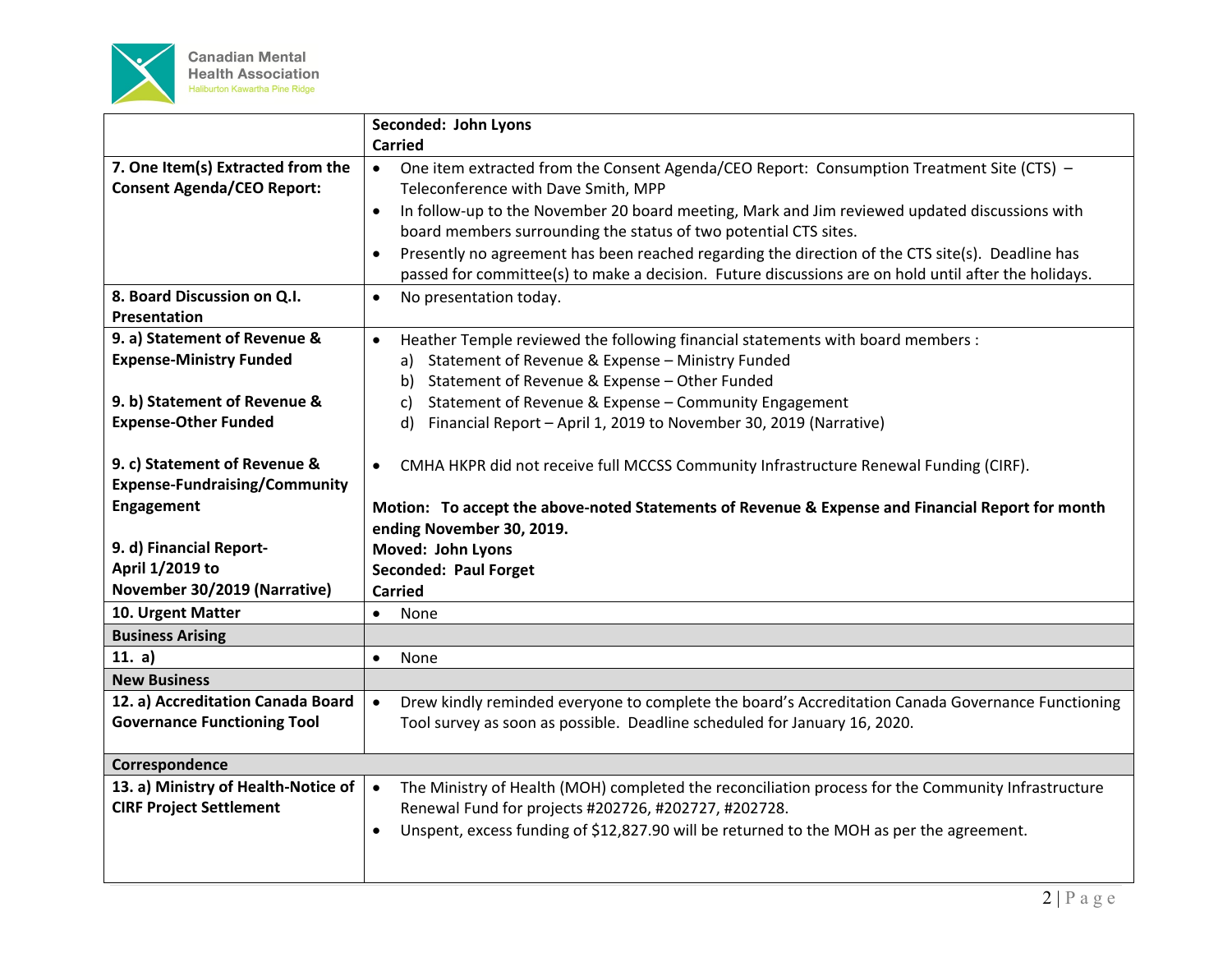| | |
|---|---|
| | **Seconded: John Lyons**<br>**Carried** |
| **7. One Item(s) Extracted from the Consent Agenda/CEO Report:** | • One item extracted from the Consent Agenda/CEO Report: Consumption Treatment Site (CTS) – Teleconference with Dave Smith, MPP<br>• In follow-up to the November 20 board meeting, Mark and Jim reviewed updated discussions with board members surrounding the status of two potential CTS sites.<br>• Presently no agreement has been reached regarding the direction of the CTS site(s). Deadline has passed for committee(s) to make a decision. Future discussions are on hold until after the holidays. |
| **8. Board Discussion on Q.I. Presentation** | • No presentation today. |
| **9. a) Statement of Revenue & Expense-Ministry Funded**<br><br>**9. b) Statement of Revenue & Expense-Other Funded**<br><br>**9. c) Statement of Revenue & Expense-Fundraising/Community Engagement**<br><br>**9. d) Financial Report-April 1/2019 to November 30/2019 (Narrative)** | • Heather Temple reviewed the following financial statements with board members :<br>a) Statement of Revenue & Expense – Ministry Funded<br>b) Statement of Revenue & Expense – Other Funded<br>c) Statement of Revenue & Expense – Community Engagement<br>d) Financial Report – April 1, 2019 to November 30, 2019 (Narrative)<br><br>• CMHA HKPR did not receive full MCCSS Community Infrastructure Renewal Funding (CIRF).<br><br>**Motion: To accept the above-noted Statements of Revenue & Expense and Financial Report for month ending November 30, 2019.**<br>**Moved: John Lyons**<br>**Seconded: Paul Forget**<br>**Carried** |
| **10. Urgent Matter** | • None |
| **Business Arising** | |
| **11. a)** | • None |
| **New Business** | |
| **12. a) Accreditation Canada Board Governance Functioning Tool** | • Drew kindly reminded everyone to complete the board's Accreditation Canada Governance Functioning Tool survey as soon as possible. Deadline scheduled for January 16, 2020. |
| **Correspondence** | |
| **13. a) Ministry of Health-Notice of CIRF Project Settlement** | • The Ministry of Health (MOH) completed the reconciliation process for the Community Infrastructure Renewal Fund for projects #202726, #202727, #202728.<br>• Unspent, excess funding of $12,827.90 will be returned to the MOH as per the agreement. |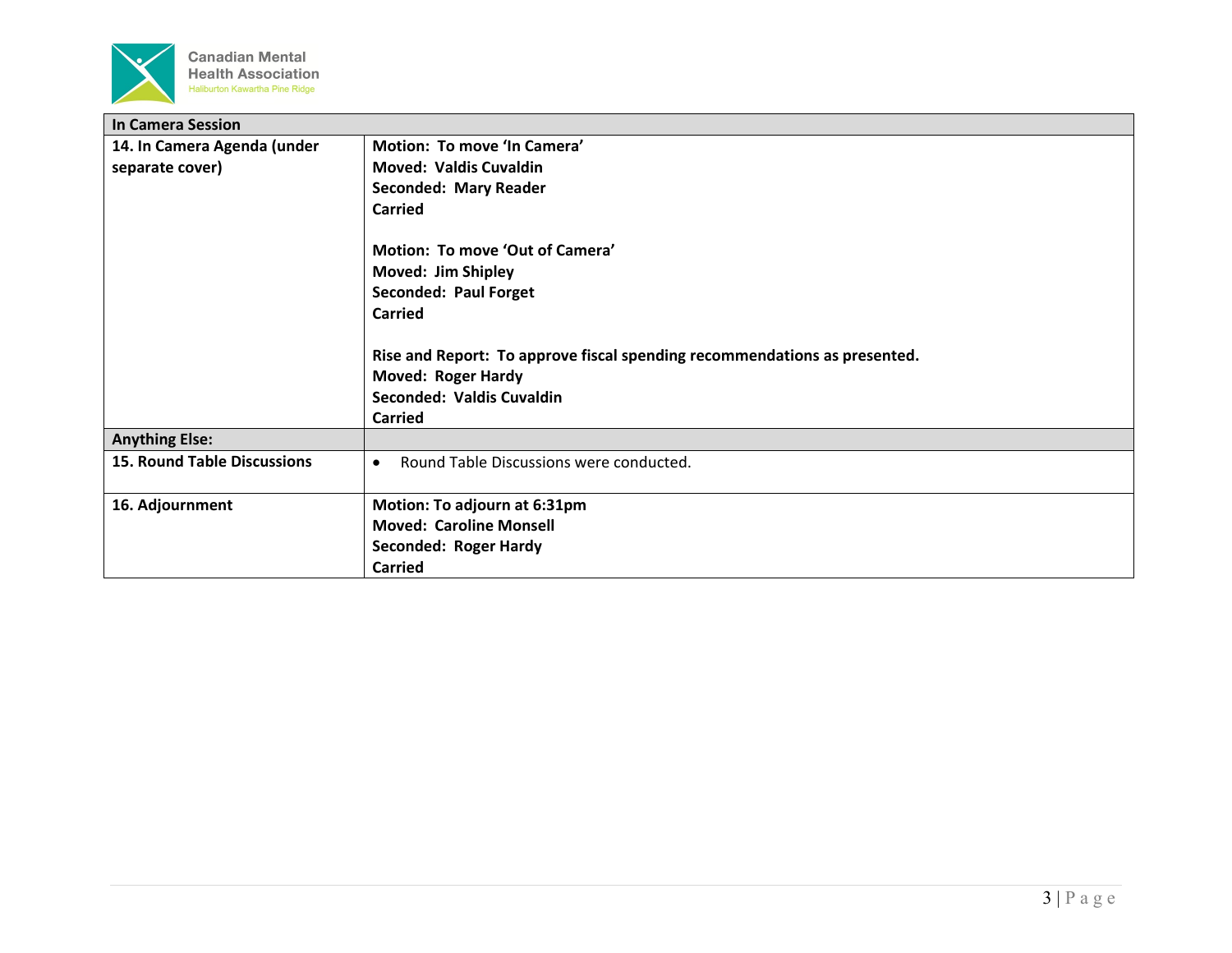| In Camera Session | |
|---|---|
| **14. In Camera Agenda (under separate cover)** | **Motion: To move 'In Camera'**<br>**Moved: Valdis Cuvaldin**<br>**Seconded: Mary Reader**<br>**Carried**<br><br>**Motion: To move 'Out of Camera'**<br>**Moved: Jim Shipley**<br>**Seconded: Paul Forget**<br>**Carried**<br><br>**Rise and Report: To approve fiscal spending recommendations as presented.**<br>**Moved: Roger Hardy**<br>**Seconded: Valdis Cuvaldin**<br>**Carried** |
| **Anything Else:** | |
| **15. Round Table Discussions** | • Round Table Discussions were conducted. |
| **16. Adjournment** | **Motion: To adjourn at 6:31pm**<br>**Moved: Caroline Monsell**<br>**Seconded: Roger Hardy**<br>**Carried** |